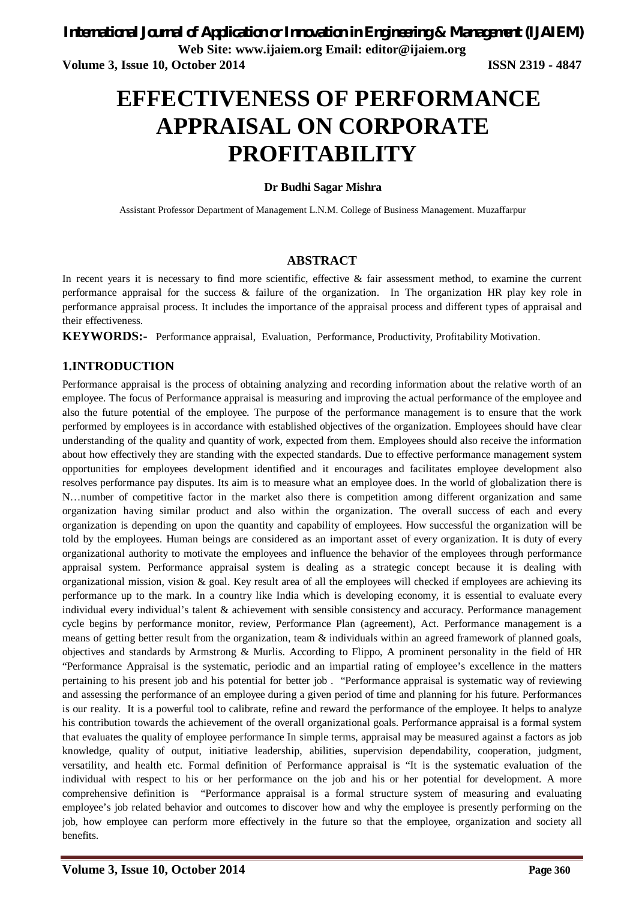# EFFECTIVENESS OF PERFORMANCE APPRAISAL ON CORPORATE PROFITABILITY

**Dr Budhi Sagar Mishra**

Assistant Professor Department of Management L.N.M. College of Business Management. Muzaffarpur

## ABSTRACT

In recent years it is necessary to find more scientific, effective & fair assessment method, to examine the current performance appraisal for the success & failure of the organization. In The organization HR play key role in performance appraisal process. It includes the importance of the appraisal process and different types of appraisal and their effectiveness.

**KEYWORDS:-** Performance appraisal, Evaluation, Performance, Productivity, Profitability Motivation.

## 1.INTRODUCTION

Performance appraisal is the process of obtaining analyzing and recording information about the relative worth of an employee. The focus of Performance appraisal is measuring and improving the actual performance of the employee and also the future potential of the employee. The purpose of the performance management is to ensure that the work performed by employees is in accordance with established objectives of the organization. Employees should have clear understanding of the quality and quantity of work, expected from them. Employees should also receive the information about how effectively they are standing with the expected standards. Due to effective performance management system opportunities for employees development identified and it encourages and facilitates employee development also resolves performance pay disputes. Its aim is to measure what an employee does. In the world of globalization there is N…number of competitive factor in the market also there is competition among different organization and same organization having similar product and also within the organization. The overall success of each and every organization is depending on upon the quantity and capability of employees. How successful the organization will be told by the employees. Human beings are considered as an important asset of every organization. It is duty of every organizational authority to motivate the employees and influence the behavior of the employees through performance appraisal system. Performance appraisal system is dealing as a strategic concept because it is dealing with organizational mission, vision & goal. Key result area of all the employees will checked if employees are achieving its performance up to the mark. In a country like India which is developing economy, it is essential to evaluate every individual every individual's talent & achievement with sensible consistency and accuracy. Performance management cycle begins by performance monitor, review, Performance Plan (agreement), Act. Performance management is a means of getting better result from the organization, team & individuals within an agreed framework of planned goals, objectives and standards by Armstrong & Murlis. According to Flippo, A prominent personality in the field of HR "Performance Appraisal is the systematic, periodic and an impartial rating of employee's excellence in the matters pertaining to his present job and his potential for better job . "Performance appraisal is systematic way of reviewing and assessing the performance of an employee during a given period of time and planning for his future. Performances is our reality. It is a powerful tool to calibrate, refine and reward the performance of the employee. It helps to analyze his contribution towards the achievement of the overall organizational goals. Performance appraisal is a formal system that evaluates the quality of employee performance In simple terms, appraisal may be measured against a factors as job knowledge, quality of output, initiative leadership, abilities, supervision dependability, cooperation, judgment, versatility, and health etc. Formal definition of Performance appraisal is "It is the systematic evaluation of the individual with respect to his or her performance on the job and his or her potential for development. A more comprehensive definition is "Performance appraisal is a formal structure system of measuring and evaluating employee's job related behavior and outcomes to discover how and why the employee is presently performing on the job, how employee can perform more effectively in the future so that the employee, organization and society all benefits.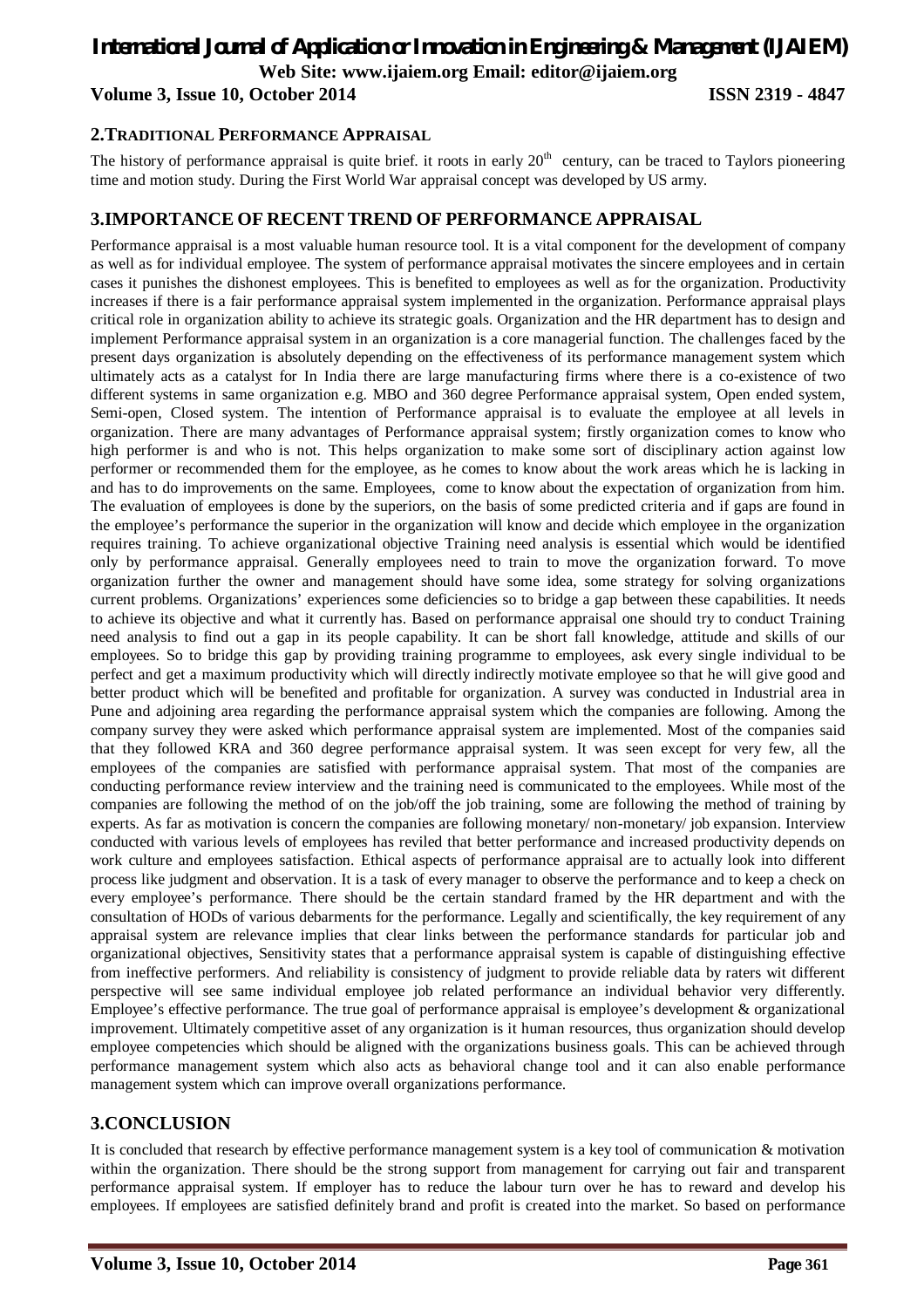## 2.TRADITIONAL PERFORMANCE APPRAISAL

The history of performance appraisal is quite brief. it roots in early 20th century, can be traced to Taylors pioneering time and motion study. During the First World War appraisal concept was developed by US army.

## 3.IMPORTANCE OF RECENT TREND OF PERFORMANCE APPRAISAL

Performance appraisal is a most valuable human resource tool. It is a vital component for the development of company as well as for individual employee. The system of performance appraisal motivates the sincere employees and in certain cases it punishes the dishonest employees. This is benefited to employees as well as for the organization. Productivity increases if there is a fair performance appraisal system implemented in the organization. Performance appraisal plays critical role in organization ability to achieve its strategic goals. Organization and the HR department has to design and implement Performance appraisal system in an organization is a core managerial function. The challenges faced by the present days organization is absolutely depending on the effectiveness of its performance management system which ultimately acts as a catalyst for In India there are large manufacturing firms where there is a co-existence of two different systems in same organization e.g. MBO and 360 degree Performance appraisal system, Open ended system, Semi-open, Closed system. The intention of Performance appraisal is to evaluate the employee at all levels in organization. There are many advantages of Performance appraisal system; firstly organization comes to know who high performer is and who is not. This helps organization to make some sort of disciplinary action against low performer or recommended them for the employee, as he comes to know about the work areas which he is lacking in and has to do improvements on the same. Employees, come to know about the expectation of organization from him. The evaluation of employees is done by the superiors, on the basis of some predicted criteria and if gaps are found in the employee's performance the superior in the organization will know and decide which employee in the organization requires training. To achieve organizational objective Training need analysis is essential which would be identified only by performance appraisal. Generally employees need to train to move the organization forward. To move organization further the owner and management should have some idea, some strategy for solving organizations current problems. Organizations' experiences some deficiencies so to bridge a gap between these capabilities. It needs to achieve its objective and what it currently has. Based on performance appraisal one should try to conduct Training need analysis to find out a gap in its people capability. It can be short fall knowledge, attitude and skills of our employees. So to bridge this gap by providing training programme to employees, ask every single individual to be perfect and get a maximum productivity which will directly indirectly motivate employee so that he will give good and better product which will be benefited and profitable for organization. A survey was conducted in Industrial area in Pune and adjoining area regarding the performance appraisal system which the companies are following. Among the company survey they were asked which performance appraisal system are implemented. Most of the companies said that they followed KRA and 360 degree performance appraisal system. It was seen except for very few, all the employees of the companies are satisfied with performance appraisal system. That most of the companies are conducting performance review interview and the training need is communicated to the employees. While most of the companies are following the method of on the job/off the job training, some are following the method of training by experts. As far as motivation is concern the companies are following monetary/ non-monetary/ job expansion. Interview conducted with various levels of employees has reviled that better performance and increased productivity depends on work culture and employees satisfaction. Ethical aspects of performance appraisal are to actually look into different process like judgment and observation. It is a task of every manager to observe the performance and to keep a check on every employee's performance. There should be the certain standard framed by the HR department and with the consultation of HODs of various debarments for the performance. Legally and scientifically, the key requirement of any appraisal system are relevance implies that clear links between the performance standards for particular job and organizational objectives, Sensitivity states that a performance appraisal system is capable of distinguishing effective from ineffective performers. And reliability is consistency of judgment to provide reliable data by raters wit different perspective will see same individual employee job related performance an individual behavior very differently. Employee's effective performance. The true goal of performance appraisal is employee's development & organizational improvement. Ultimately competitive asset of any organization is it human resources, thus organization should develop employee competencies which should be aligned with the organizations business goals. This can be achieved through performance management system which also acts as behavioral change tool and it can also enable performance management system which can improve overall organizations performance.

## 3.CONCLUSION

It is concluded that research by effective performance management system is a key tool of communication & motivation within the organization. There should be the strong support from management for carrying out fair and transparent performance appraisal system. If employer has to reduce the labour turn over he has to reward and develop his employees. If employees are satisfied definitely brand and profit is created into the market. So based on performance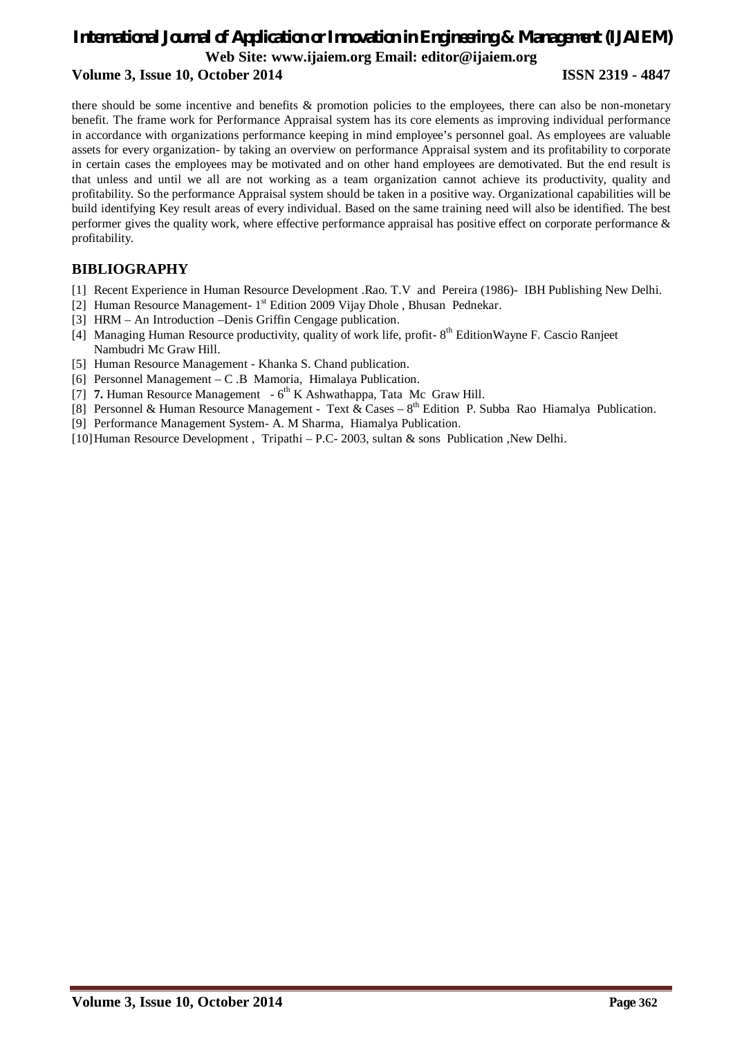there should be some incentive and benefits & promotion policies to the employees, there can also be non-monetary benefit. The frame work for Performance Appraisal system has its core elements as improving individual performance in accordance with organizations performance keeping in mind employee's personnel goal. As employees are valuable assets for every organization- by taking an overview on performance Appraisal system and its profitability to corporate in certain cases the employees may be motivated and on other hand employees are demotivated. But the end result is that unless and until we all are not working as a team organization cannot achieve its productivity, quality and profitability. So the performance Appraisal system should be taken in a positive way. Organizational capabilities will be build identifying Key result areas of every individual. Based on the same training need will also be identified. The best performer gives the quality work, where effective performance appraisal has positive effect on corporate performance & profitability.

## BIBLIOGRAPHY

[1] Recent Experience in Human Resource Development .Rao. T.V and Pereira (1986)- IBH Publishing New Delhi.
[2] Human Resource Management- 1st Edition 2009 Vijay Dhole , Bhusan Pednekar.
[3] HRM – An Introduction –Denis Griffin Cengage publication.
[4] Managing Human Resource productivity, quality of work life, profit- 8th EditionWayne F. Cascio Ranjeet Nambudri Mc Graw Hill.
[5] Human Resource Management - Khanka S. Chand publication.
[6] Personnel Management – C .B Mamoria, Himalaya Publication.
[7] **7.** Human Resource Management - 6th K Ashwathappa, Tata Mc Graw Hill.
[8] Personnel & Human Resource Management - Text & Cases – 8th Edition P. Subba Rao Hiamalya Publication.
[9] Performance Management System- A. M Sharma, Hiamalya Publication.
[10] Human Resource Development , Tripathi – P.C- 2003, sultan & sons Publication ,New Delhi.